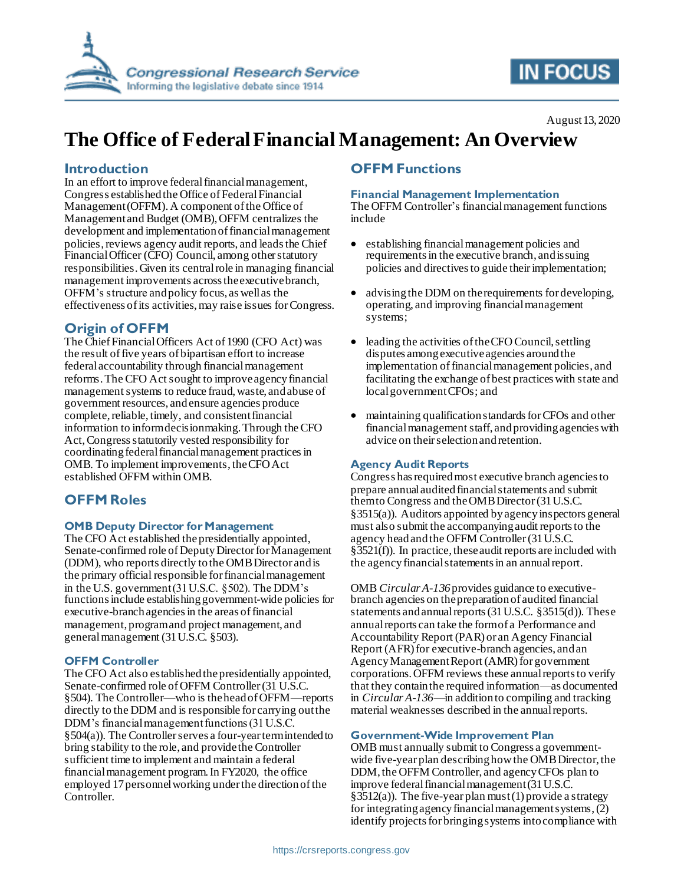August 13, 2020

# The Office of Federal Financial Management: An Overview

## Introduction

In an effort to improve federal financial management, Congress established the Office of Federal Financial Management (OFFM). A component of the Office of Management and Budget (OMB), OFFM centralizes the development and implementation of financial management policies, reviews agency audit reports, and leads the Chief Financial Officer (CFO) Council, among other statutory responsibilities. Given its central role in managing financial management improvements across the executive branch, OFFM's structure and policy focus, as well as the effectiveness of its activities, may raise issues for Congress.

## Origin of OFFM

The Chief Financial Officers Act of 1990 (CFO Act) was the result of five years of bipartisan effort to increase federal accountability through financial management reforms. The CFO Act sought to improve agency financial management systems to reduce fraud, waste, and abuse of government resources, and ensure agencies produce complete, reliable, timely, and consistent financial information to inform decisionmaking. Through the CFO Act, Congress statutorily vested responsibility for coordinating federal financial management practices in OMB. To implement improvements, the CFO Act established OFFM within OMB.

## OFFM Roles

### OMB Deputy Director for Management

The CFO Act established the presidentially appointed, Senate-confirmed role of Deputy Director for Management (DDM), who reports directly to the OMB Director and is the primary official responsible for financial management in the U.S. government (31 U.S.C. §502). The DDM's functions include establishing government-wide policies for executive-branch agencies in the areas of financial management, program and project management, and general management (31 U.S.C. §503).

### OFFM Controller

The CFO Act also established the presidentially appointed, Senate-confirmed role of OFFM Controller (31 U.S.C. §504). The Controller—who is the head of OFFM—reports directly to the DDM and is responsible for carrying out the DDM's financial management functions (31 U.S.C. §504(a)). The Controller serves a four-year term intended to bring stability to the role, and provide the Controller sufficient time to implement and maintain a federal financial management program. In FY2020, the office employed 17 personnel working under the direction of the Controller.

## OFFM Functions

### Financial Management Implementation

The OFFM Controller's financial management functions include

- establishing financial management policies and requirements in the executive branch, and issuing policies and directives to guide their implementation;
- advising the DDM on the requirements for developing, operating, and improving financial management systems;
- leading the activities of the CFO Council, settling disputes among executive agencies around the implementation of financial management policies, and facilitating the exchange of best practices with state and local government CFOs; and
- maintaining qualification standards for CFOs and other financial management staff, and providing agencies with advice on their selection and retention.

### Agency Audit Reports

Congress has required most executive branch agencies to prepare annual audited financial statements and submit them to Congress and the OMB Director (31 U.S.C. §3515(a)). Auditors appointed by agency inspectors general must also submit the accompanying audit reports to the agency head and the OFFM Controller (31 U.S.C. §3521(f)). In practice, these audit reports are included with the agency financial statements in an annual report.

OMB *Circular A-136* provides guidance to executive-branch agencies on the preparation of audited financial statements and annual reports (31 U.S.C. §3515(d)). These annual reports can take the form of a Performance and Accountability Report (PAR) or an Agency Financial Report (AFR) for executive-branch agencies, and an Agency Management Report (AMR) for government corporations. OFFM reviews these annual reports to verify that they contain the required information—as documented in *Circular A-136*—in addition to compiling and tracking material weaknesses described in the annual reports.

### Government-Wide Improvement Plan

OMB must annually submit to Congress a government-wide five-year plan describing how the OMB Director, the DDM, the OFFM Controller, and agency CFOs plan to improve federal financial management (31 U.S.C. §3512(a)). The five-year plan must (1) provide a strategy for integrating agency financial management systems, (2) identify projects for bringing systems into compliance with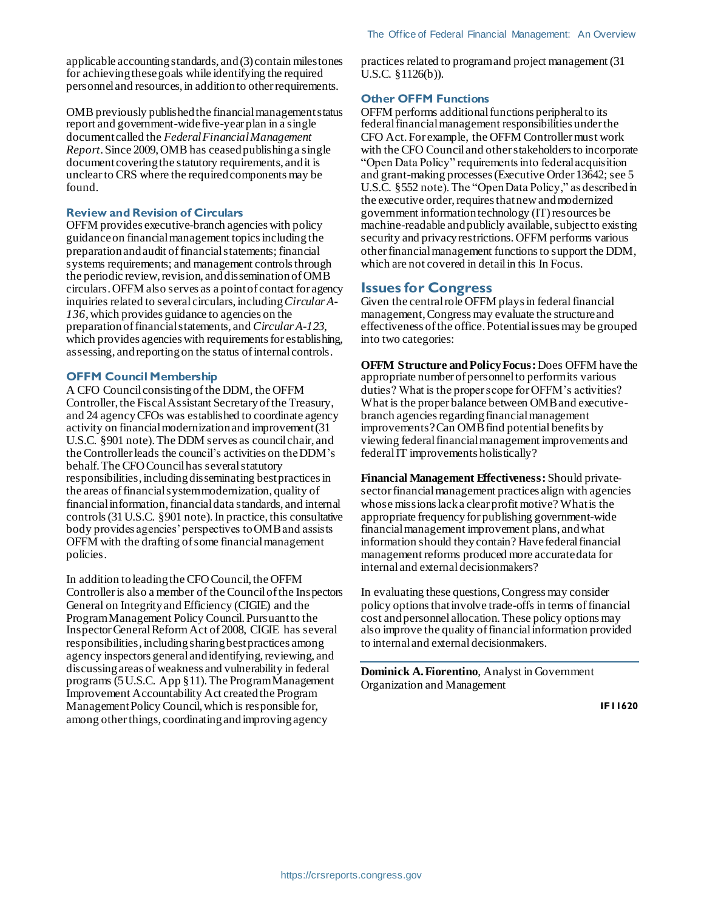applicable accounting standards, and (3) contain milestones for achieving these goals while identifying the required personnel and resources, in addition to other requirements.

OMB previously published the financial management status report and government-wide five-year plan in a single document called the *Federal Financial Management Report*. Since 2009, OMB has ceased publishing a single document covering the statutory requirements, and it is unclear to CRS where the required components may be found.

### Review and Revision of Circulars

OFFM provides executive-branch agencies with policy guidance on financial management topics including the preparation and audit of financial statements; financial systems requirements; and management controls through the periodic review, revision, and dissemination of OMB circulars. OFFM also serves as a point of contact for agency inquiries related to several circulars, including *Circular A-136*, which provides guidance to agencies on the preparation of financial statements, and *Circular A-123*, which provides agencies with requirements for establishing, assessing, and reporting on the status of internal controls.

### OFFM Council Membership

A CFO Council consisting of the DDM, the OFFM Controller, the Fiscal Assistant Secretary of the Treasury, and 24 agency CFOs was established to coordinate agency activity on financial modernization and improvement (31 U.S.C. §901 note). The DDM serves as council chair, and the Controller leads the council's activities on the DDM's behalf. The CFO Council has several statutory responsibilities, including disseminating best practices in the areas of financial system modernization, quality of financial information, financial data standards, and internal controls (31 U.S.C. §901 note). In practice, this consultative body provides agencies' perspectives to OMB and assists OFFM with the drafting of some financial management policies.

In addition to leading the CFO Council, the OFFM Controller is also a member of the Council of the Inspectors General on Integrity and Efficiency (CIGIE) and the Program Management Policy Council. Pursuant to the Inspector General Reform Act of 2008, CIGIE has several responsibilities, including sharing best practices among agency inspectors general and identifying, reviewing, and discussing areas of weakness and vulnerability in federal programs (5 U.S.C. App §11). The Program Management Improvement Accountability Act created the Program Management Policy Council, which is responsible for, among other things, coordinating and improving agency practices related to program and project management (31 U.S.C. §1126(b)).

### Other OFFM Functions

OFFM performs additional functions peripheral to its federal financial management responsibilities under the CFO Act. For example, the OFFM Controller must work with the CFO Council and other stakeholders to incorporate "Open Data Policy" requirements into federal acquisition and grant-making processes (Executive Order 13642; see 5 U.S.C. §552 note). The "Open Data Policy," as described in the executive order, requires that new and modernized government information technology (IT) resources be machine-readable and publicly available, subject to existing security and privacy restrictions. OFFM performs various other financial management functions to support the DDM, which are not covered in detail in this In Focus.

## Issues for Congress

Given the central role OFFM plays in federal financial management, Congress may evaluate the structure and effectiveness of the office. Potential issues may be grouped into two categories:

**OFFM Structure and Policy Focus:** Does OFFM have the appropriate number of personnel to perform its various duties? What is the proper scope for OFFM's activities? What is the proper balance between OMB and executive-branch agencies regarding financial management improvements? Can OMB find potential benefits by viewing federal financial management improvements and federal IT improvements holistically?

**Financial Management Effectiveness:** Should private-sector financial management practices align with agencies whose missions lack a clear profit motive? What is the appropriate frequency for publishing government-wide financial management improvement plans, and what information should they contain? Have federal financial management reforms produced more accurate data for internal and external decisionmakers?

In evaluating these questions, Congress may consider policy options that involve trade-offs in terms of financial cost and personnel allocation. These policy options may also improve the quality of financial information provided to internal and external decisionmakers.

---

**Dominick A. Fiorentino**, Analyst in Government Organization and Management

IF11620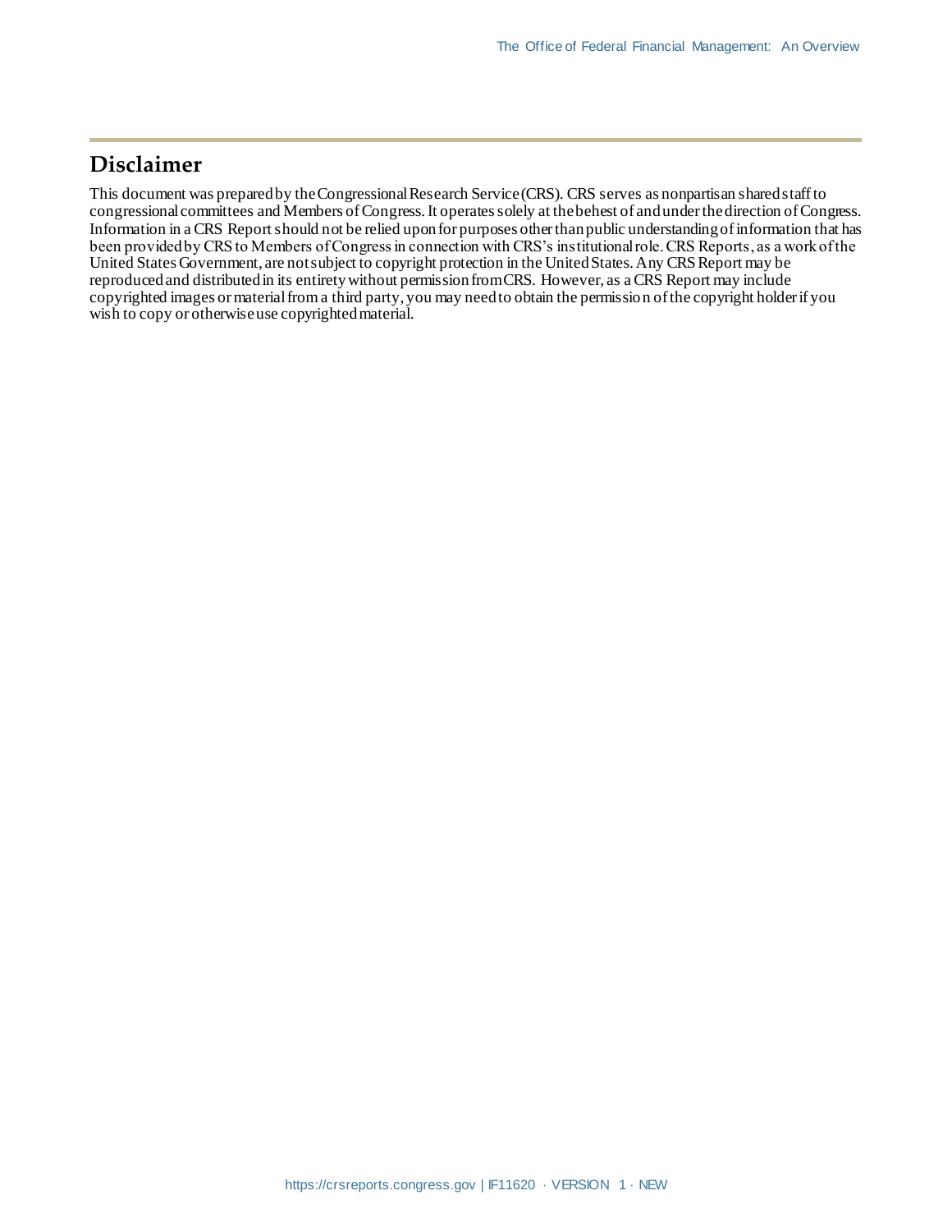## Disclaimer

This document was prepared by the Congressional Research Service (CRS). CRS serves as nonpartisan shared staff to congressional committees and Members of Congress. It operates solely at the behest of and under the direction of Congress. Information in a CRS Report should not be relied upon for purposes other than public understanding of information that has been provided by CRS to Members of Congress in connection with CRS's institutional role. CRS Reports, as a work of the United States Government, are not subject to copyright protection in the United States. Any CRS Report may be reproduced and distributed in its entirety without permission from CRS. However, as a CRS Report may include copyrighted images or material from a third party, you may need to obtain the permission of the copyright holder if you wish to copy or otherwise use copyrighted material.